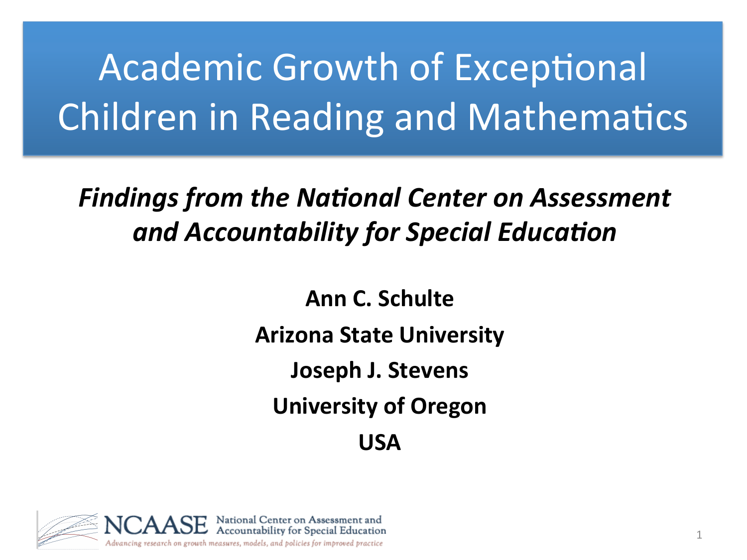# Academic Growth of Exceptional Children in Reading and Mathematics

***Findings from the National Center on Assessment and Accountability for Special Education***

**Ann C. Schulte**

**Arizona State University**

**Joseph J. Stevens**

**University of Oregon**

**USA**

NCAASE National Center on Assessment and Accountability for Special Education

*Advancing research on growth measures, models, and policies for improved practice*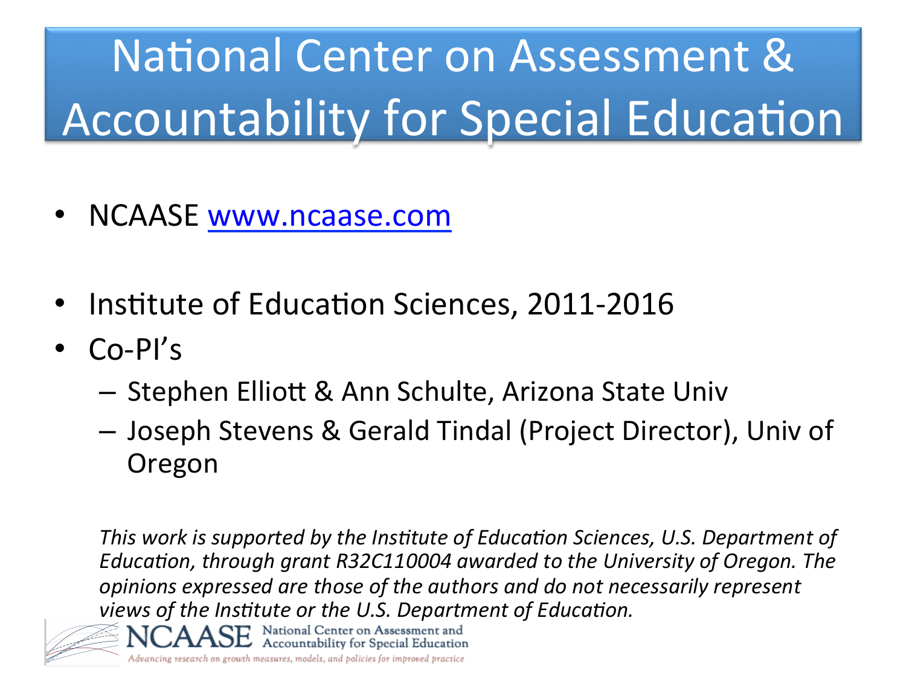# National Center on Assessment & Accountability for Special Education

- NCAASE [www.ncaase.com](http://www.ncaase.com)

- Institute of Education Sciences, 2011-2016
- Co-PI's
  - Stephen Elliott & Ann Schulte, Arizona State Univ
  - Joseph Stevens & Gerald Tindal (Project Director), Univ of Oregon

*This work is supported by the Institute of Education Sciences, U.S. Department of Education, through grant R32C110004 awarded to the University of Oregon. The opinions expressed are those of the authors and do not necessarily represent views of the Institute or the U.S. Department of Education.*

NCAASE National Center on Assessment and Accountability for Special Education

*Advancing research on growth measures, models, and policies for improved practice*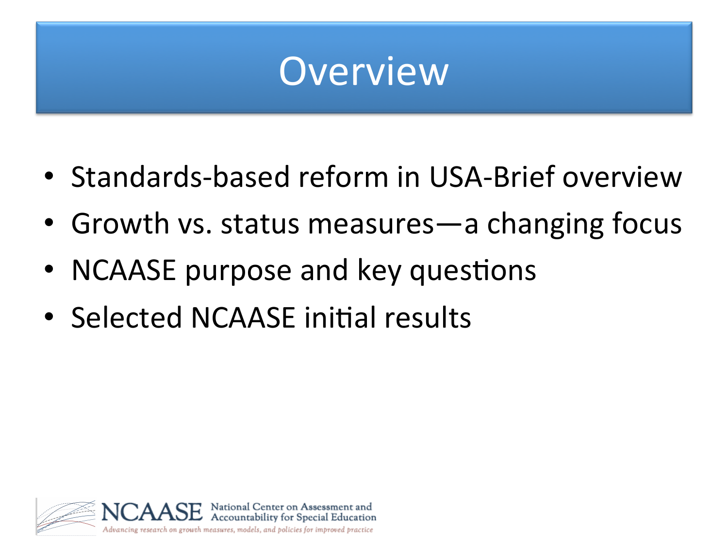# Overview

- Standards-based reform in USA-Brief overview
- Growth vs. status measures—a changing focus
- NCAASE purpose and key questions
- Selected NCAASE initial results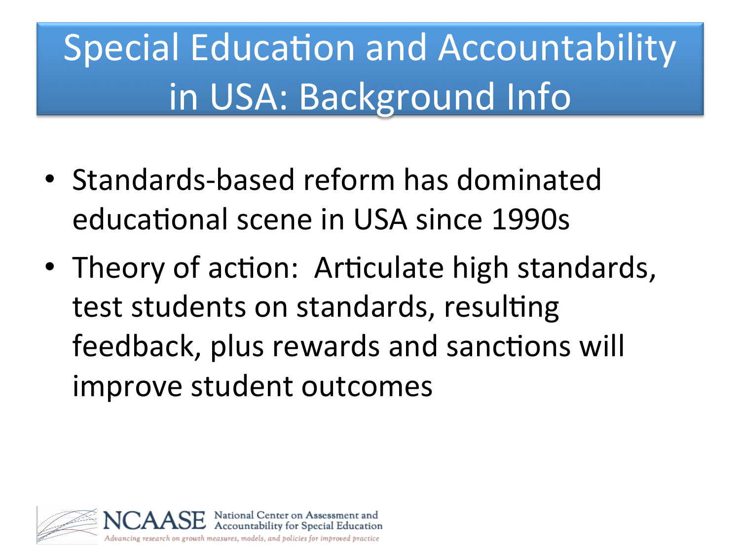# Special Education and Accountability in USA: Background Info

- Standards-based reform has dominated educational scene in USA since 1990s
- Theory of action: Articulate high standards, test students on standards, resulting feedback, plus rewards and sanctions will improve student outcomes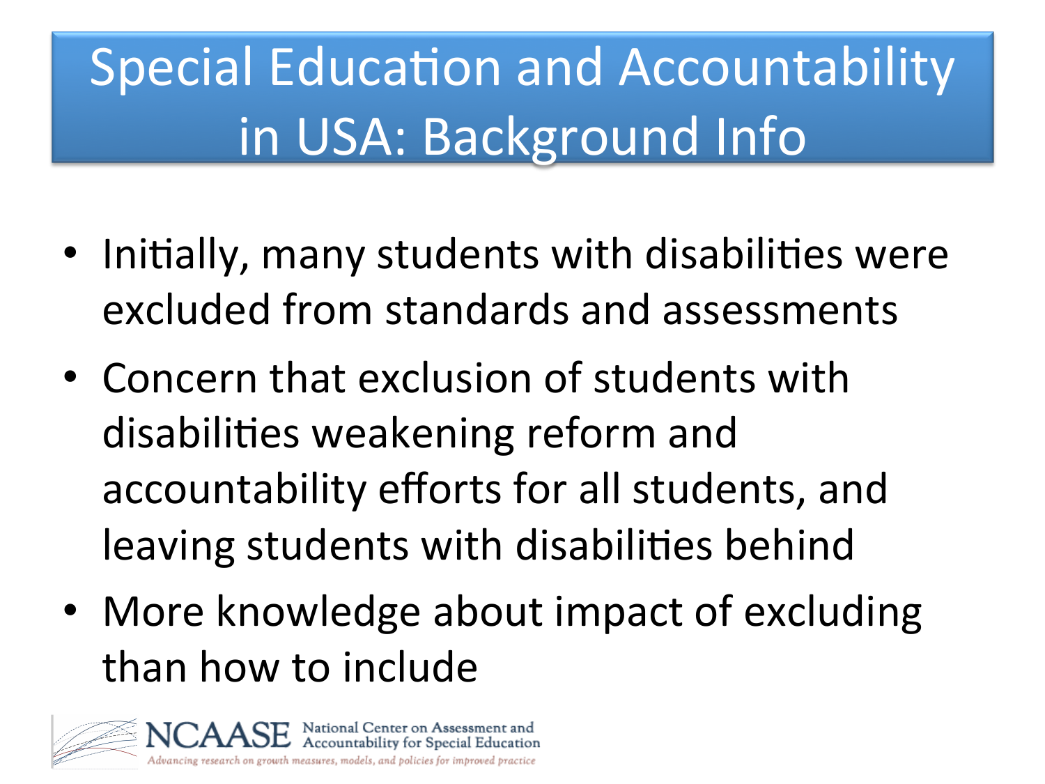# Special Education and Accountability in USA: Background Info

- Initially, many students with disabilities were excluded from standards and assessments
- Concern that exclusion of students with disabilities weakening reform and accountability efforts for all students, and leaving students with disabilities behind
- More knowledge about impact of excluding than how to include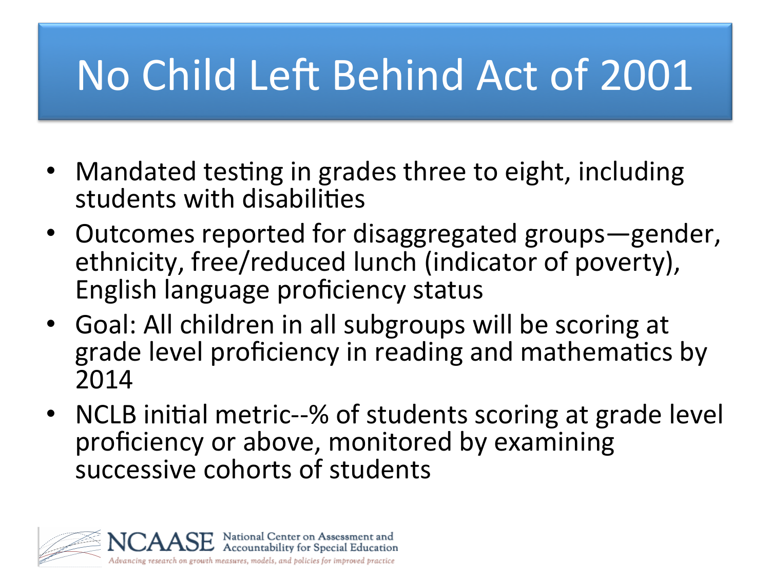# No Child Left Behind Act of 2001

- Mandated testing in grades three to eight, including students with disabilities
- Outcomes reported for disaggregated groups—gender, ethnicity, free/reduced lunch (indicator of poverty), English language proficiency status
- Goal: All children in all subgroups will be scoring at grade level proficiency in reading and mathematics by 2014
- NCLB initial metric--% of students scoring at grade level proficiency or above, monitored by examining successive cohorts of students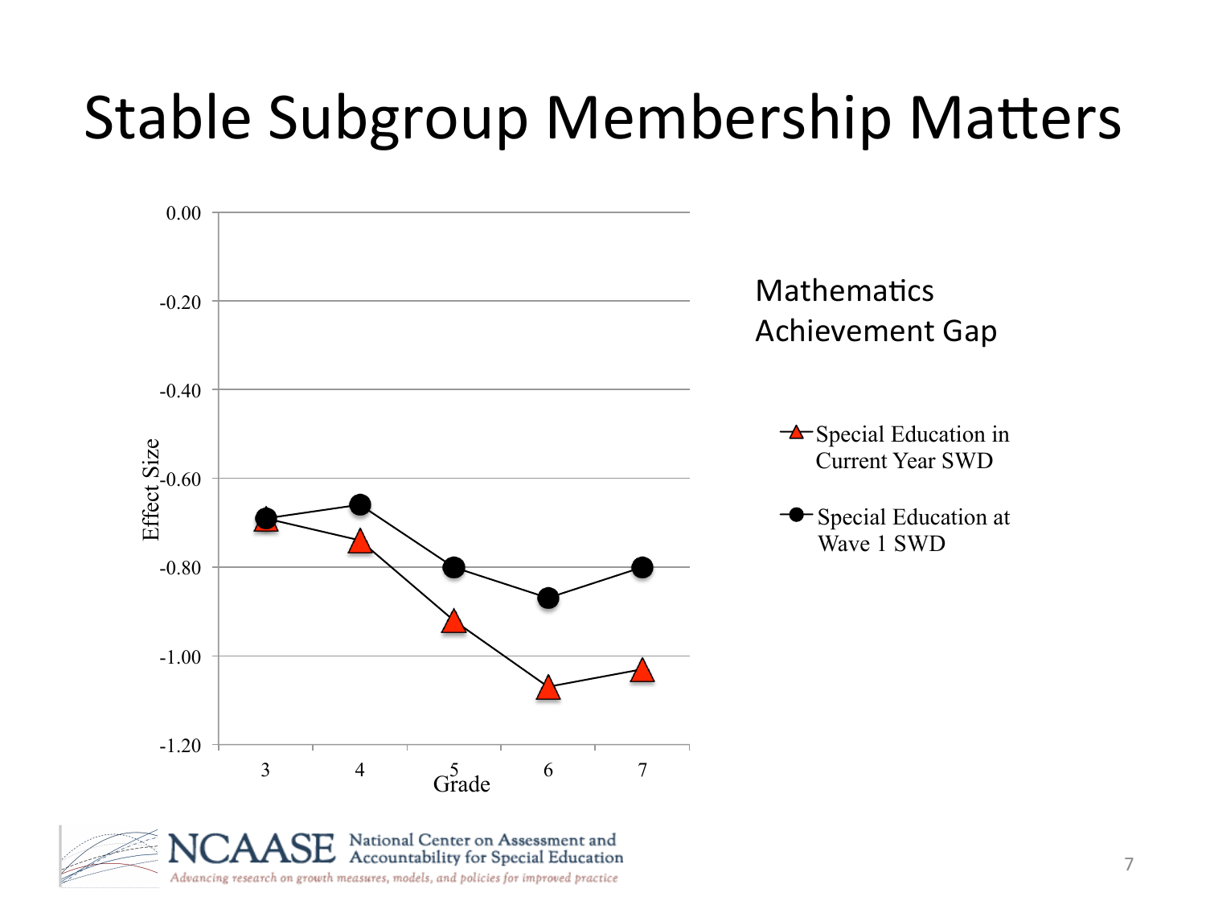# Stable Subgroup Membership Matters

Mathematics Achievement Gap

| Grade | Special Education in Current Year SWD | Special Education at Wave 1 SWD |
|---|---|---|
| 3 | -0.69 | -0.69 |
| 4 | -0.74 | -0.66 |
| 5 | -0.92 | -0.80 |
| 6 | -1.07 | -0.87 |
| 7 | -1.03 | -0.80 |

Effect Size (y-axis, 0.00 to -1.20); Grade (x-axis)

NCAASE National Center on Assessment and Accountability for Special Education

*Advancing research on growth measures, models, and policies for improved practice*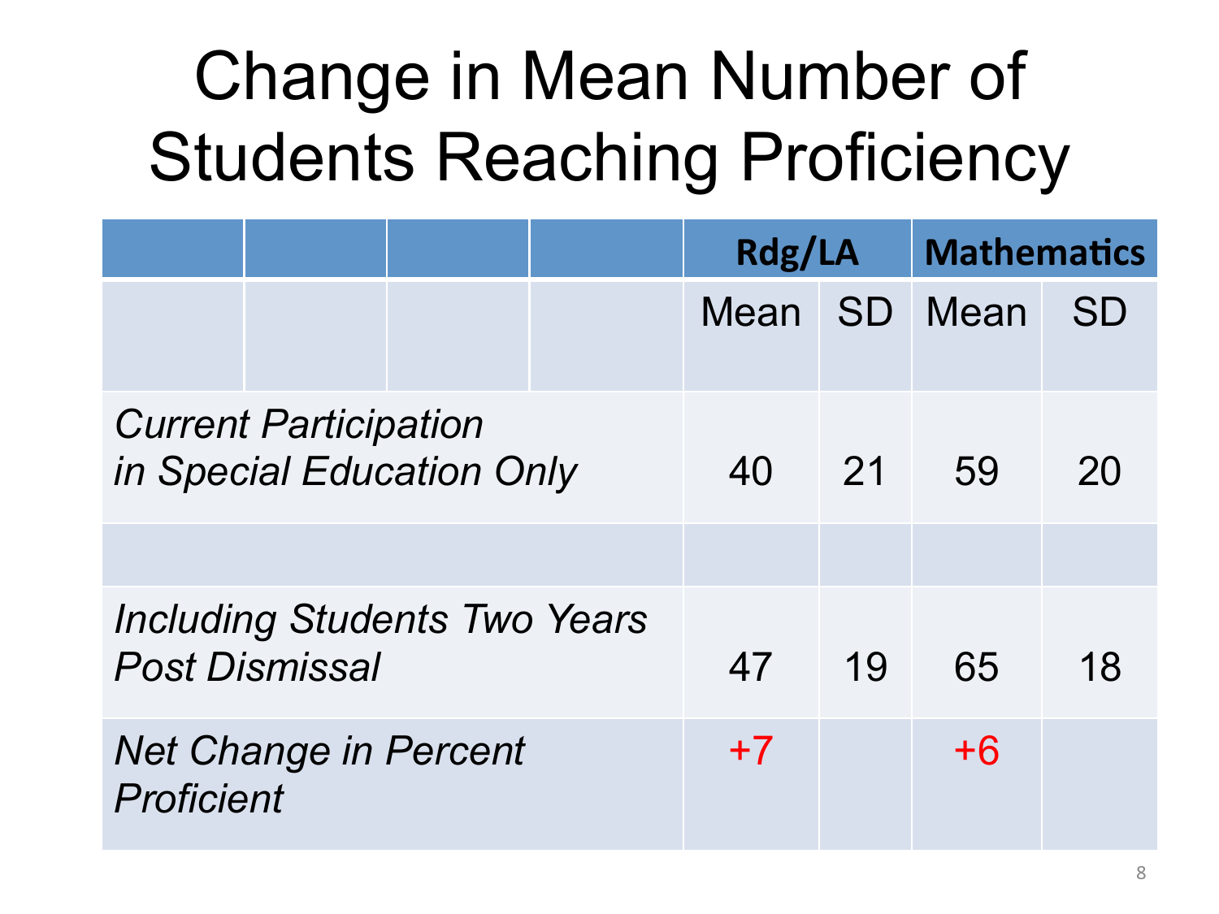# Change in Mean Number of Students Reaching Proficiency

| | Rdg/LA | | Mathematics | |
|---|---|---|---|---|
| | Mean | SD | Mean | SD |
| *Current Participation in Special Education Only* | 40 | 21 | 59 | 20 |
| | | | | |
| *Including Students Two Years Post Dismissal* | 47 | 19 | 65 | 18 |
| *Net Change in Percent Proficient* | +7 | | +6 | |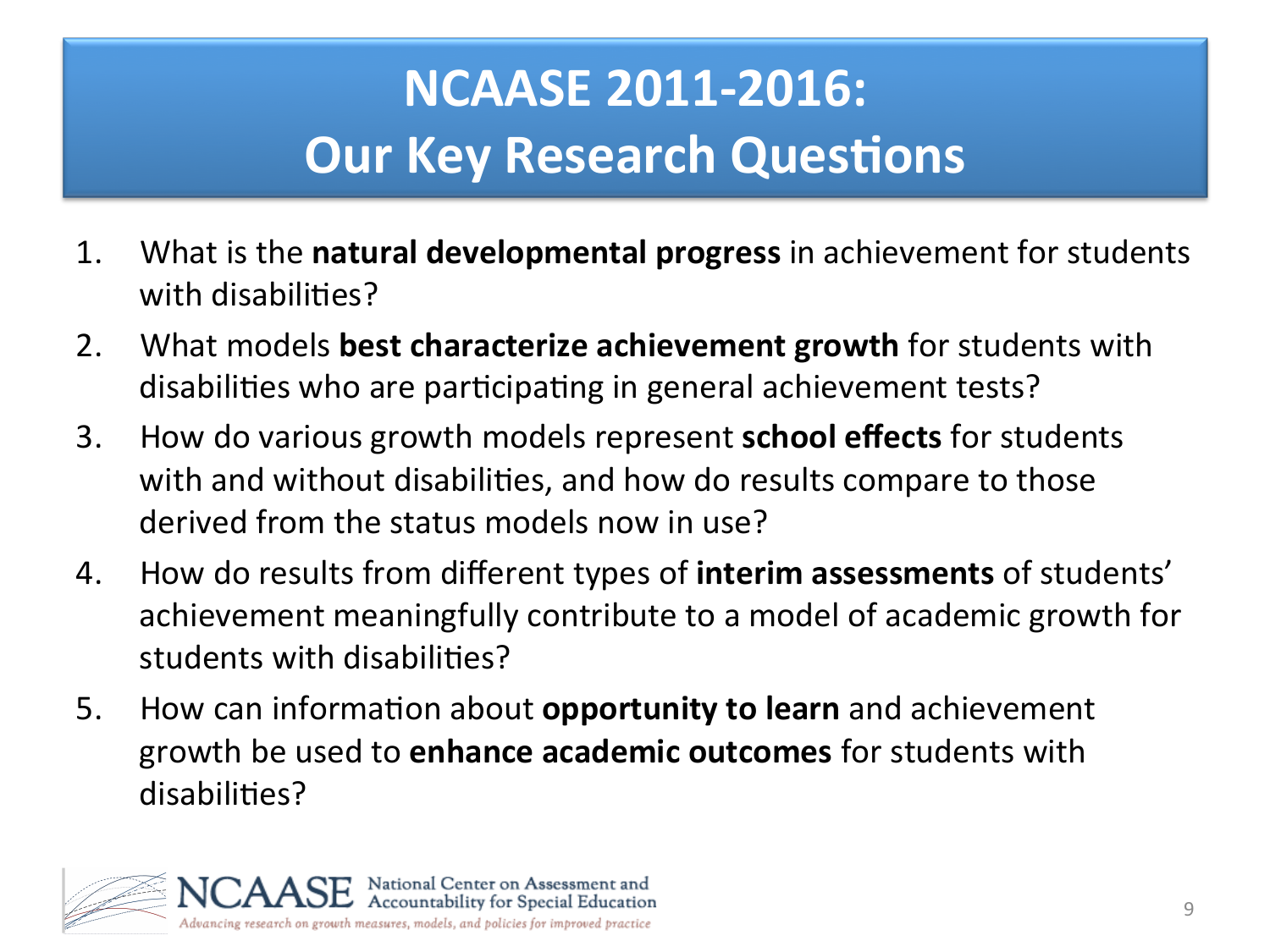# NCAASE 2011-2016: Our Key Research Questions

1. What is the **natural developmental progress** in achievement for students with disabilities?
2. What models **best characterize achievement growth** for students with disabilities who are participating in general achievement tests?
3. How do various growth models represent **school effects** for students with and without disabilities, and how do results compare to those derived from the status models now in use?
4. How do results from different types of **interim assessments** of students' achievement meaningfully contribute to a model of academic growth for students with disabilities?
5. How can information about **opportunity to learn** and achievement growth be used to **enhance academic outcomes** for students with disabilities?

NCAASE National Center on Assessment and Accountability for Special Education

*Advancing research on growth measures, models, and policies for improved practice*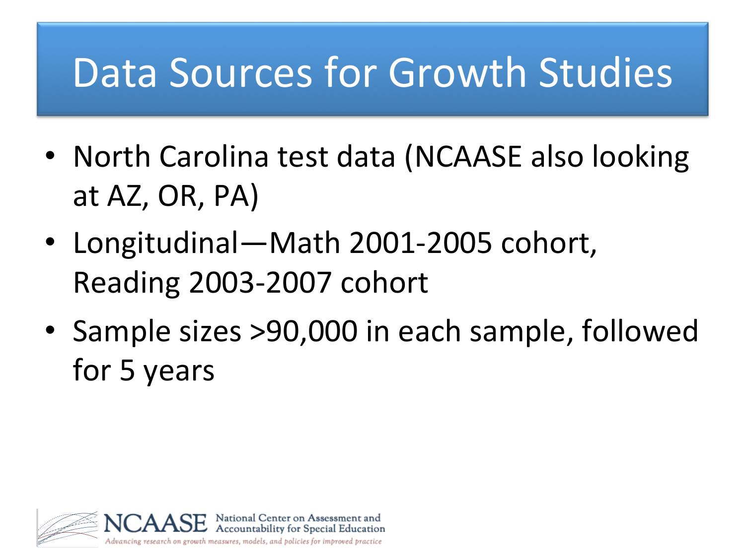# Data Sources for Growth Studies

- North Carolina test data (NCAASE also looking at AZ, OR, PA)
- Longitudinal—Math 2001-2005 cohort, Reading 2003-2007 cohort
- Sample sizes >90,000 in each sample, followed for 5 years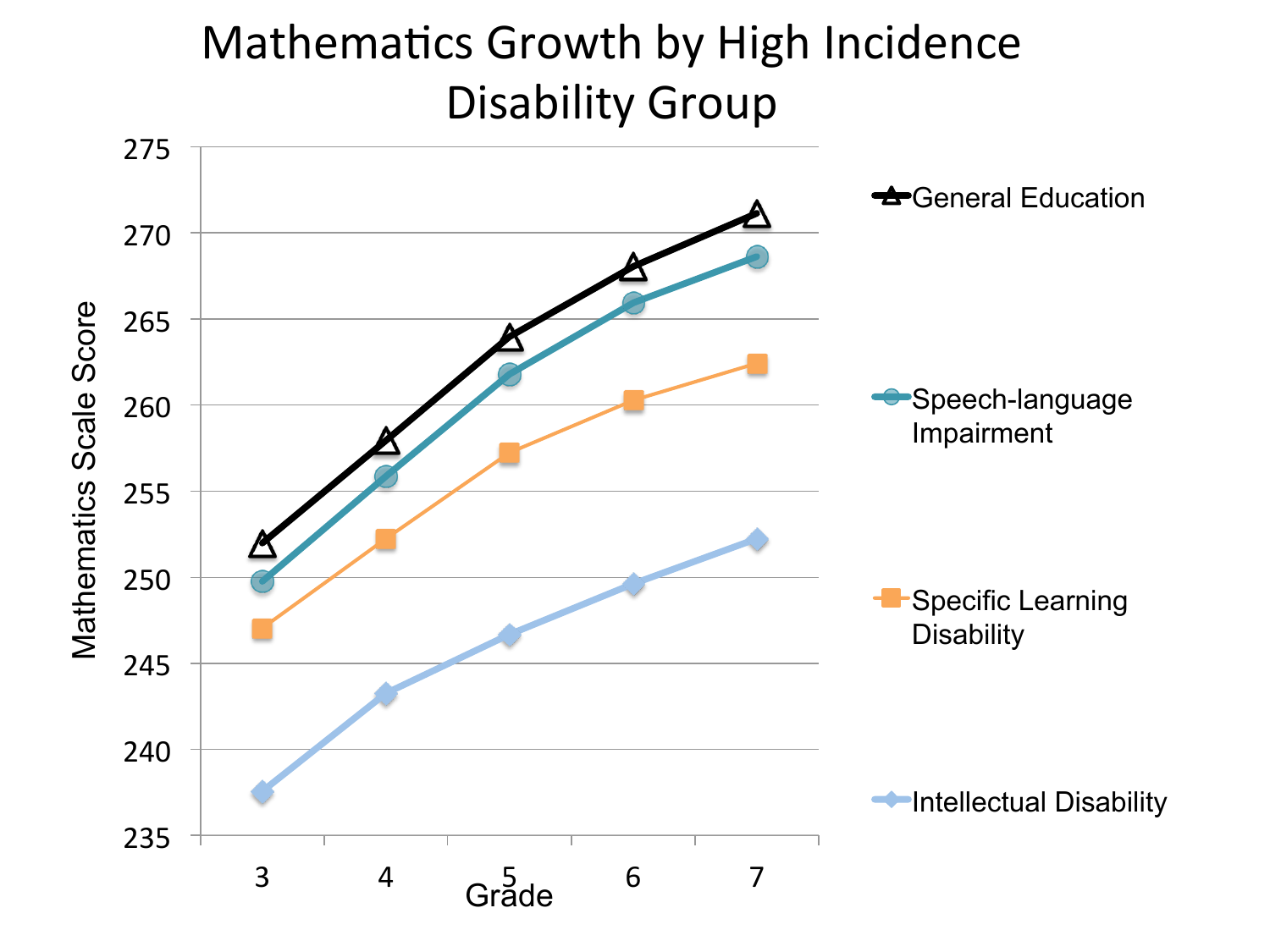# Mathematics Growth by High Incidence Disability Group

Mathematics Scale Score

275
270
265
260
255
250
245
240
235

3 4 5 6 7

Grade

- General Education
- Speech-language Impairment
- Specific Learning Disability
- Intellectual Disability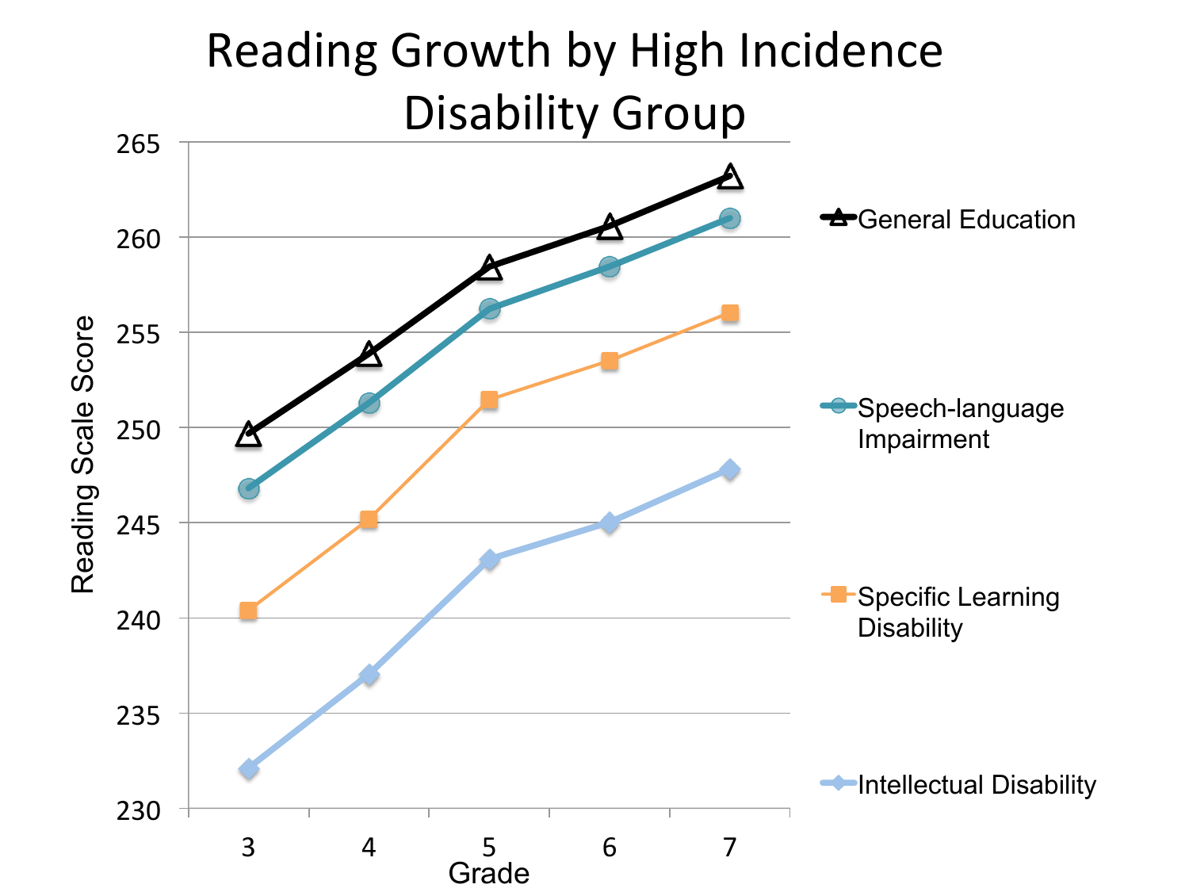# Reading Growth by High Incidence Disability Group

Reading Scale Score

265
260
255
250
245
240
235
230

Grade

3 4 5 6 7

- General Education
- Speech-language Impairment
- Specific Learning Disability
- Intellectual Disability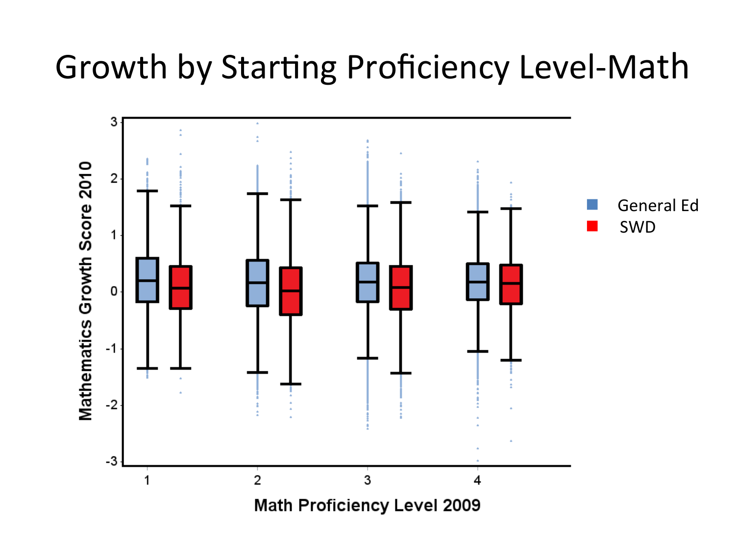# Growth by Starting Proficiency Level-Math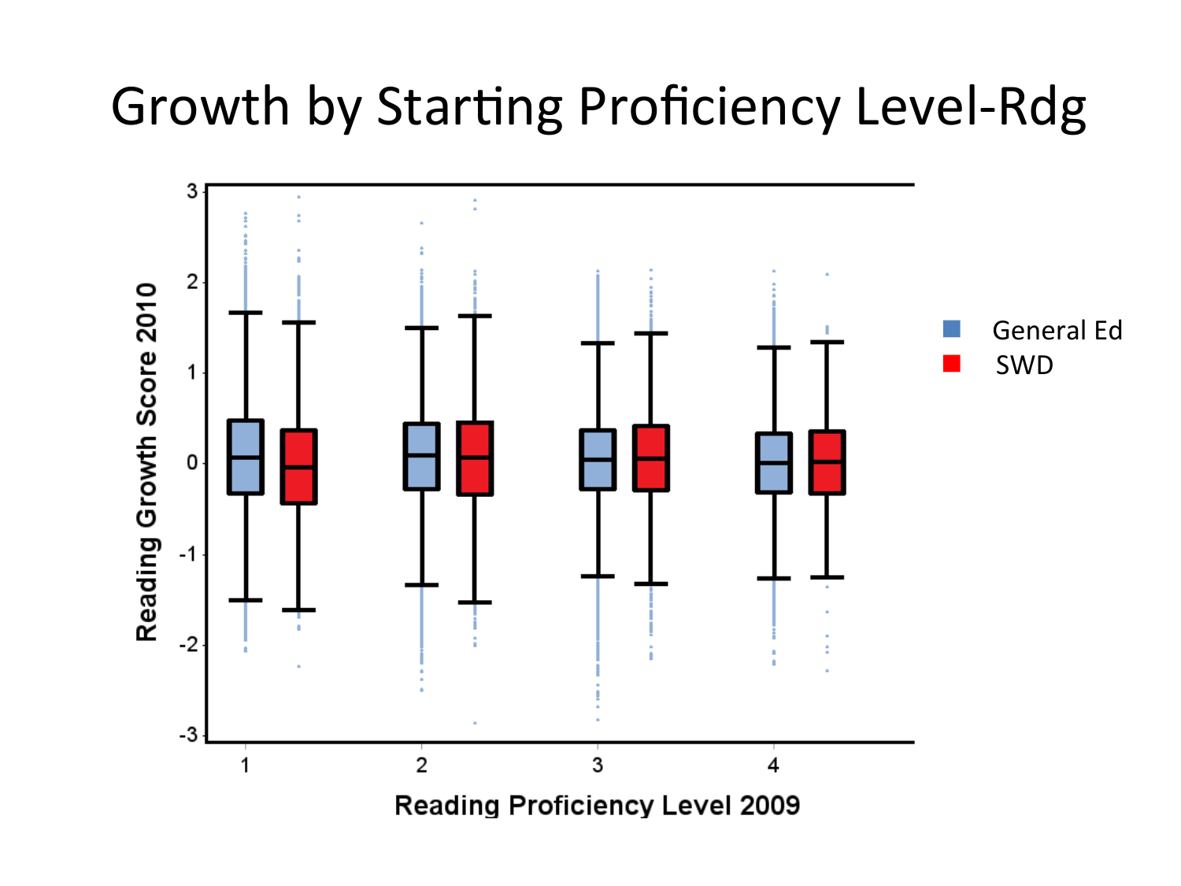# Growth by Starting Proficiency Level-Rdg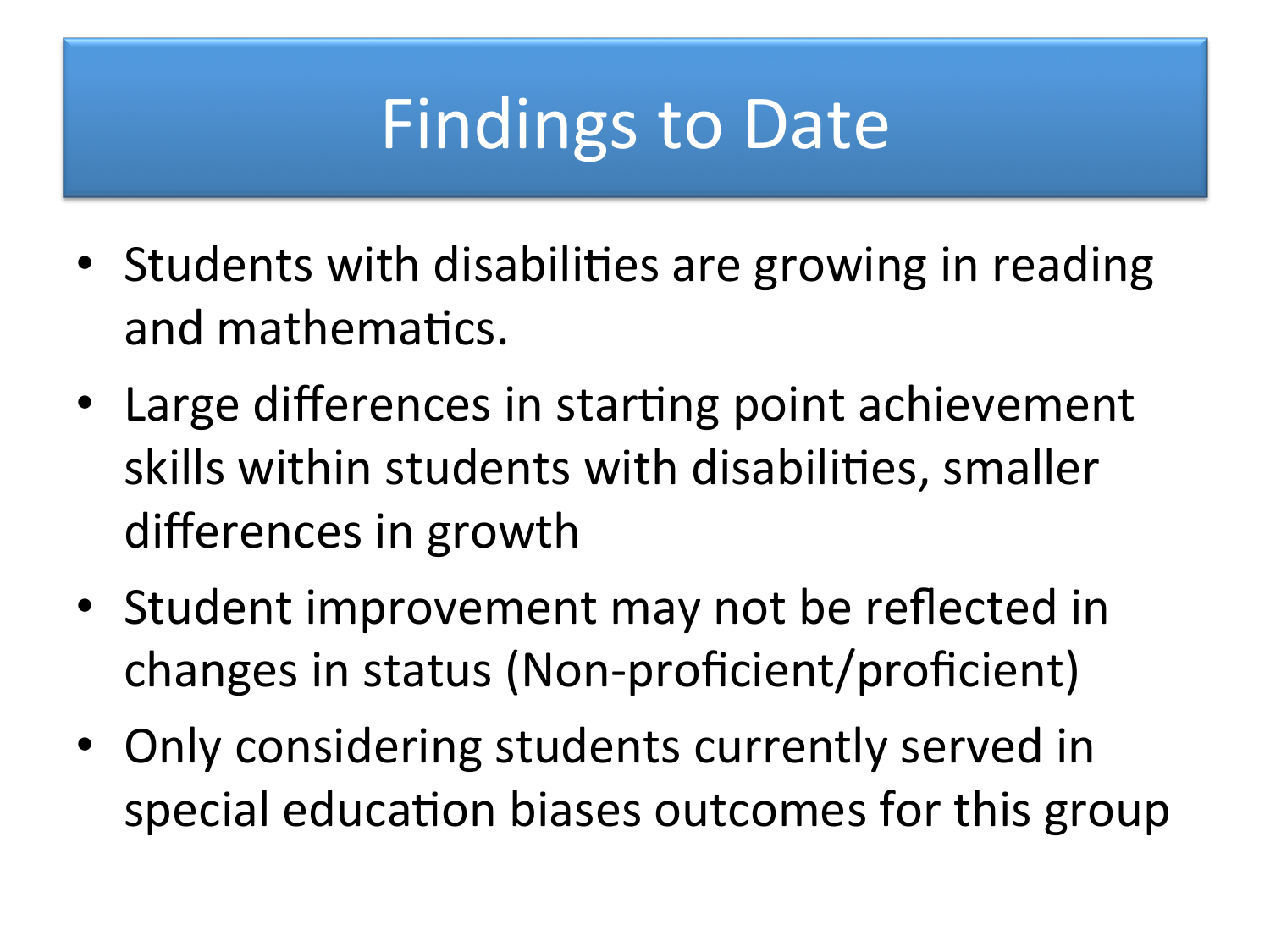# Findings to Date

- Students with disabilities are growing in reading and mathematics.
- Large differences in starting point achievement skills within students with disabilities, smaller differences in growth
- Student improvement may not be reflected in changes in status (Non-proficient/proficient)
- Only considering students currently served in special education biases outcomes for this group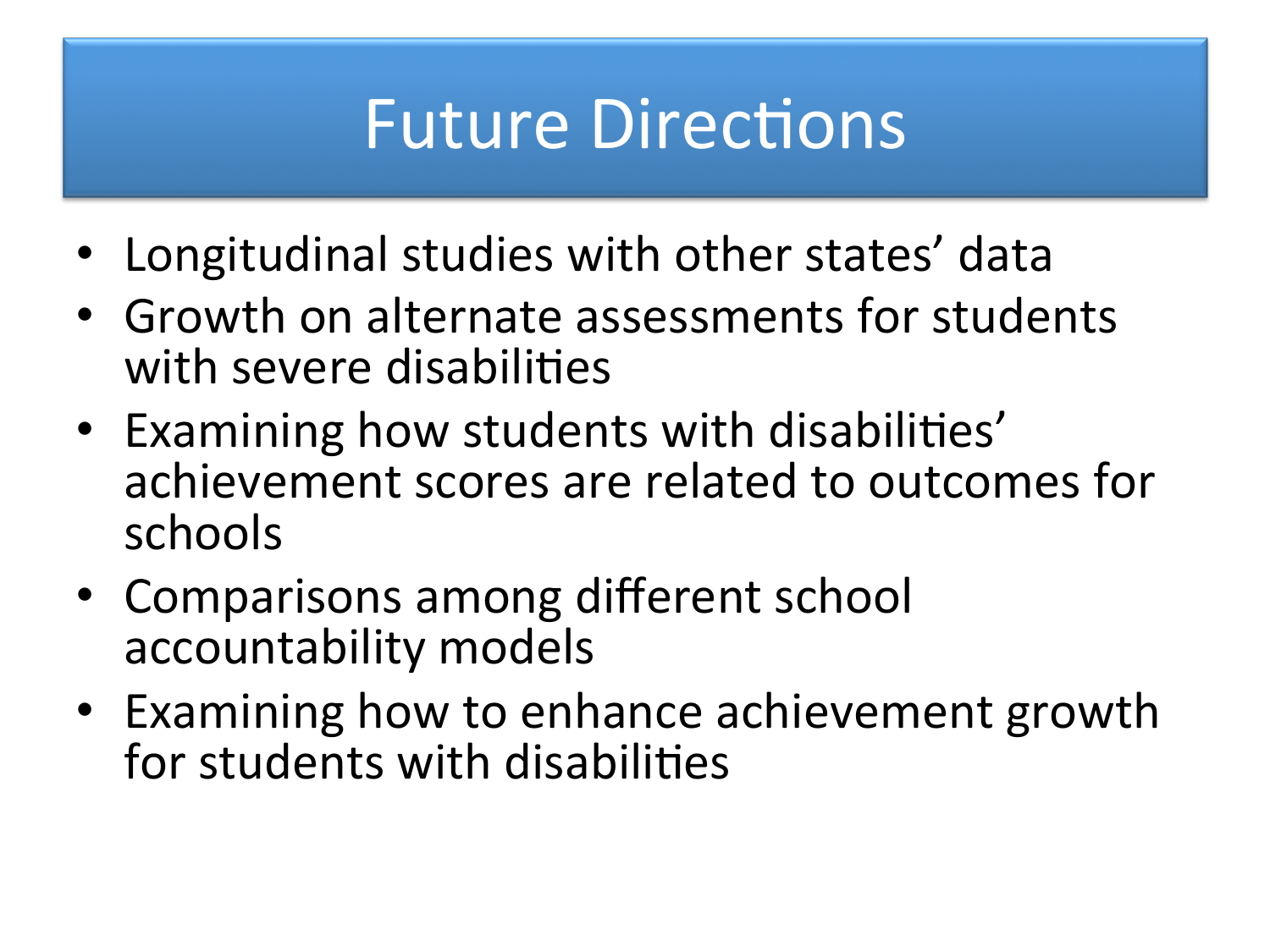# Future Directions

- Longitudinal studies with other states' data
- Growth on alternate assessments for students with severe disabilities
- Examining how students with disabilities' achievement scores are related to outcomes for schools
- Comparisons among different school accountability models
- Examining how to enhance achievement growth for students with disabilities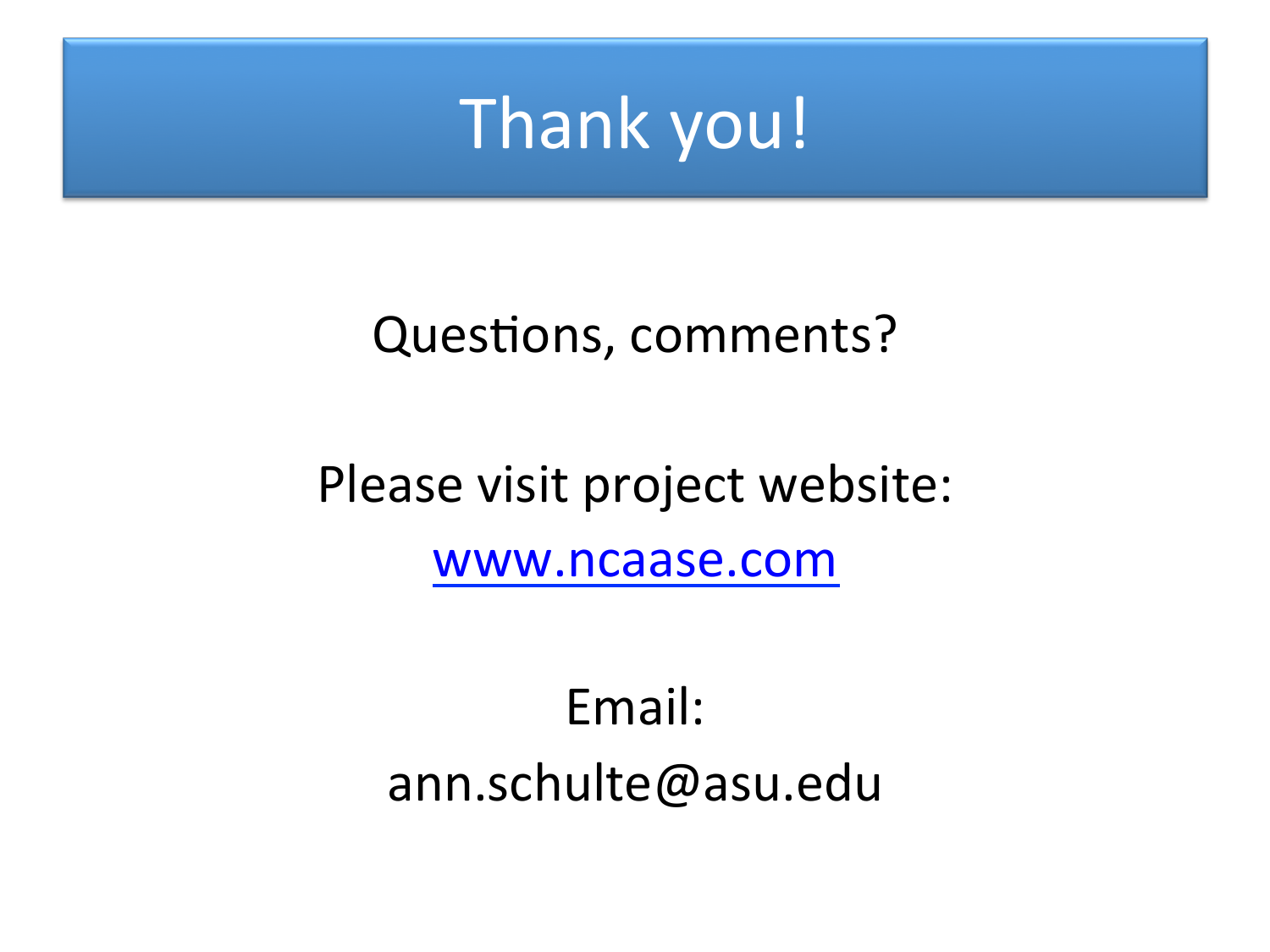# Thank you!

Questions, comments?

Please visit project website:

[www.ncaase.com](http://www.ncaase.com)

Email:

ann.schulte@asu.edu